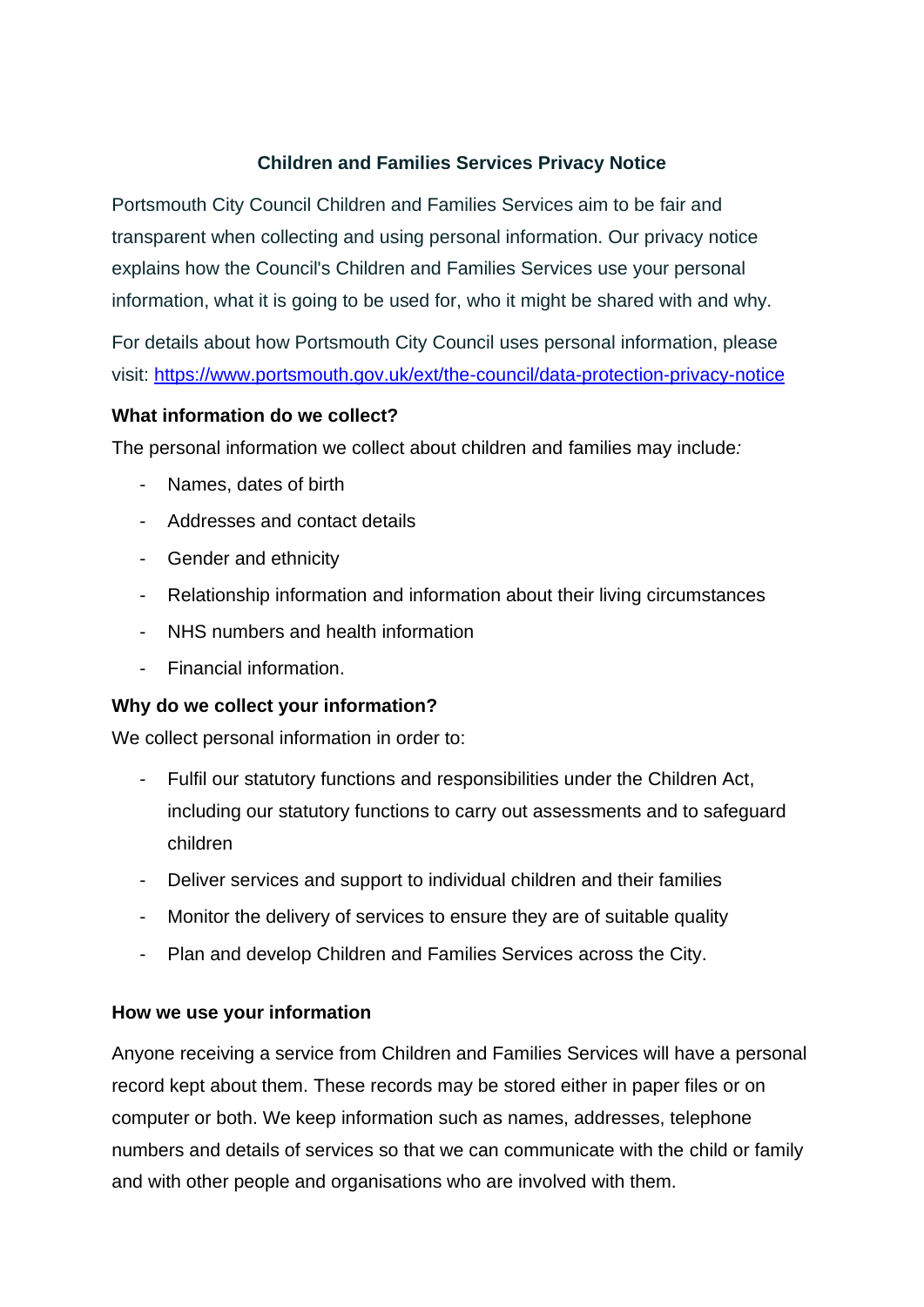# Children and Families Services Privacy Notice

Portsmouth City Council Children and Families Services aim to be fair and transparent when collecting and using personal information. Our privacy notice explains how the Council's Children and Families Services use your personal information, what it is going to be used for, who it might be shared with and why.

For details about how Portsmouth City Council uses personal information, please visit: [https://www.portsmouth.gov.uk/ext/the-council/data-protection-privacy-notice](https://www.portsmouth.gov.uk/ext/the-council/data-protection-privacy-notice)

## What information do we collect?

The personal information we collect about children and families may include*:*

- Names, dates of birth
- Addresses and contact details
- Gender and ethnicity
- Relationship information and information about their living circumstances
- NHS numbers and health information
- Financial information.

## Why do we collect your information?

We collect personal information in order to:

- Fulfil our statutory functions and responsibilities under the Children Act, including our statutory functions to carry out assessments and to safeguard children
- Deliver services and support to individual children and their families
- Monitor the delivery of services to ensure they are of suitable quality
- Plan and develop Children and Families Services across the City.

## How we use your information

Anyone receiving a service from Children and Families Services will have a personal record kept about them. These records may be stored either in paper files or on computer or both. We keep information such as names, addresses, telephone numbers and details of services so that we can communicate with the child or family and with other people and organisations who are involved with them.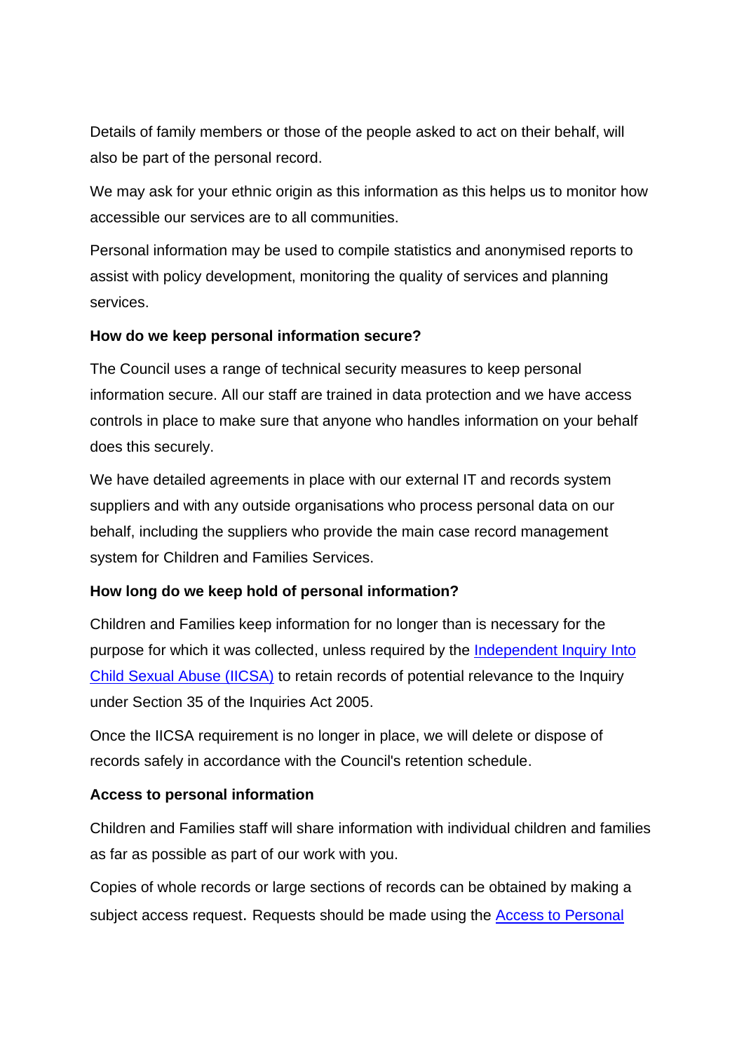Details of family members or those of the people asked to act on their behalf, will also be part of the personal record.

We may ask for your ethnic origin as this information as this helps us to monitor how accessible our services are to all communities.

Personal information may be used to compile statistics and anonymised reports to assist with policy development, monitoring the quality of services and planning services.

**How do we keep personal information secure?**

The Council uses a range of technical security measures to keep personal information secure. All our staff are trained in data protection and we have access controls in place to make sure that anyone who handles information on your behalf does this securely.

We have detailed agreements in place with our external IT and records system suppliers and with any outside organisations who process personal data on our behalf, including the suppliers who provide the main case record management system for Children and Families Services.

**How long do we keep hold of personal information?**

Children and Families keep information for no longer than is necessary for the purpose for which it was collected, unless required by the Independent Inquiry Into Child Sexual Abuse (IICSA) to retain records of potential relevance to the Inquiry under Section 35 of the Inquiries Act 2005.

Once the IICSA requirement is no longer in place, we will delete or dispose of records safely in accordance with the Council's retention schedule.

**Access to personal information**

Children and Families staff will share information with individual children and families as far as possible as part of our work with you.

Copies of whole records or large sections of records can be obtained by making a subject access request. Requests should be made using the Access to Personal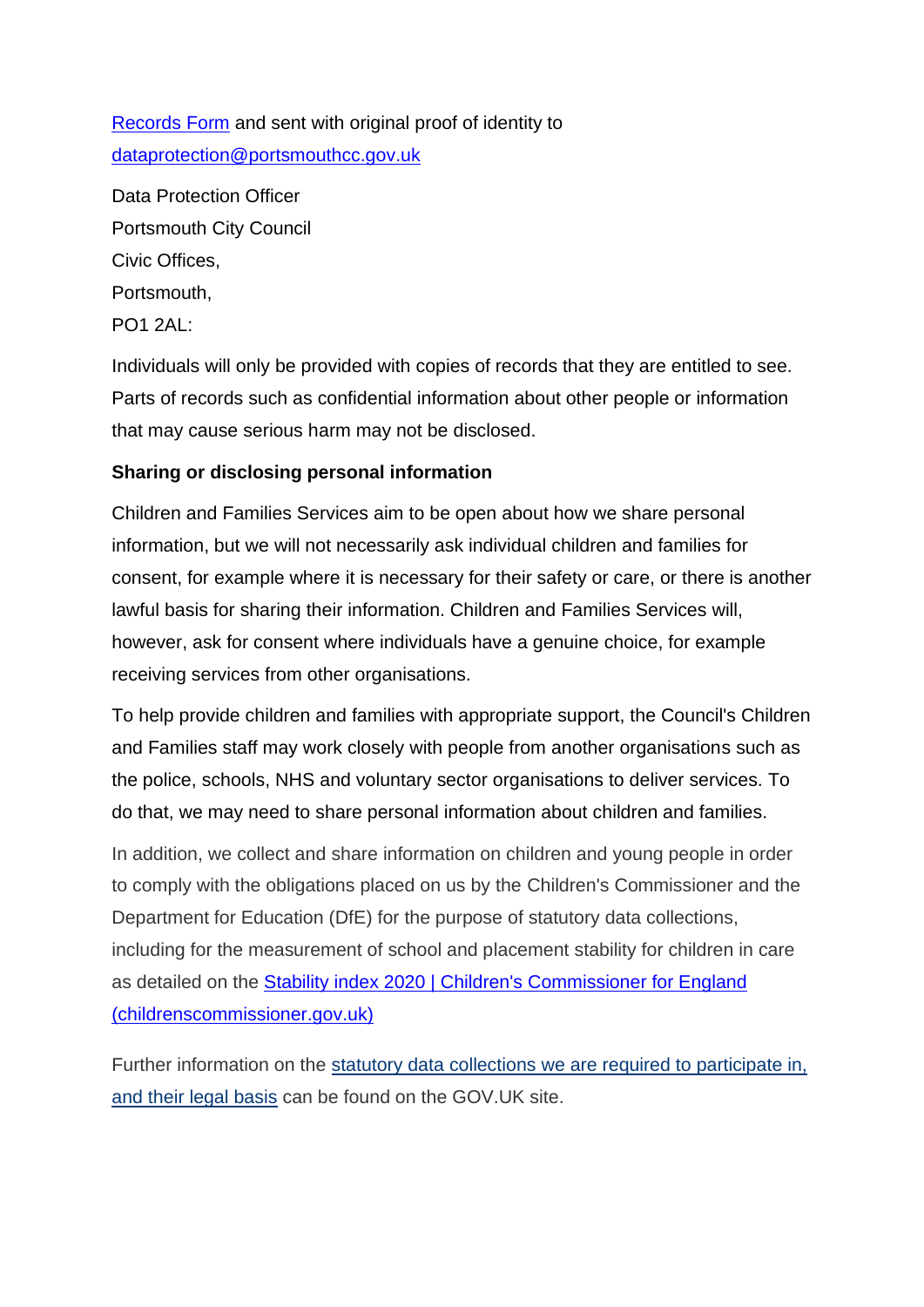Records Form and sent with original proof of identity to dataprotection@portsmouthcc.gov.uk

Data Protection Officer
Portsmouth City Council
Civic Offices,
Portsmouth,
PO1 2AL:

Individuals will only be provided with copies of records that they are entitled to see. Parts of records such as confidential information about other people or information that may cause serious harm may not be disclosed.

**Sharing or disclosing personal information**

Children and Families Services aim to be open about how we share personal information, but we will not necessarily ask individual children and families for consent, for example where it is necessary for their safety or care, or there is another lawful basis for sharing their information. Children and Families Services will, however, ask for consent where individuals have a genuine choice, for example receiving services from other organisations.

To help provide children and families with appropriate support, the Council's Children and Families staff may work closely with people from another organisations such as the police, schools, NHS and voluntary sector organisations to deliver services. To do that, we may need to share personal information about children and families.

In addition, we collect and share information on children and young people in order to comply with the obligations placed on us by the Children's Commissioner and the Department for Education (DfE) for the purpose of statutory data collections, including for the measurement of school and placement stability for children in care as detailed on the Stability index 2020 | Children's Commissioner for England (childrenscommissioner.gov.uk)

Further information on the statutory data collections we are required to participate in, and their legal basis can be found on the GOV.UK site.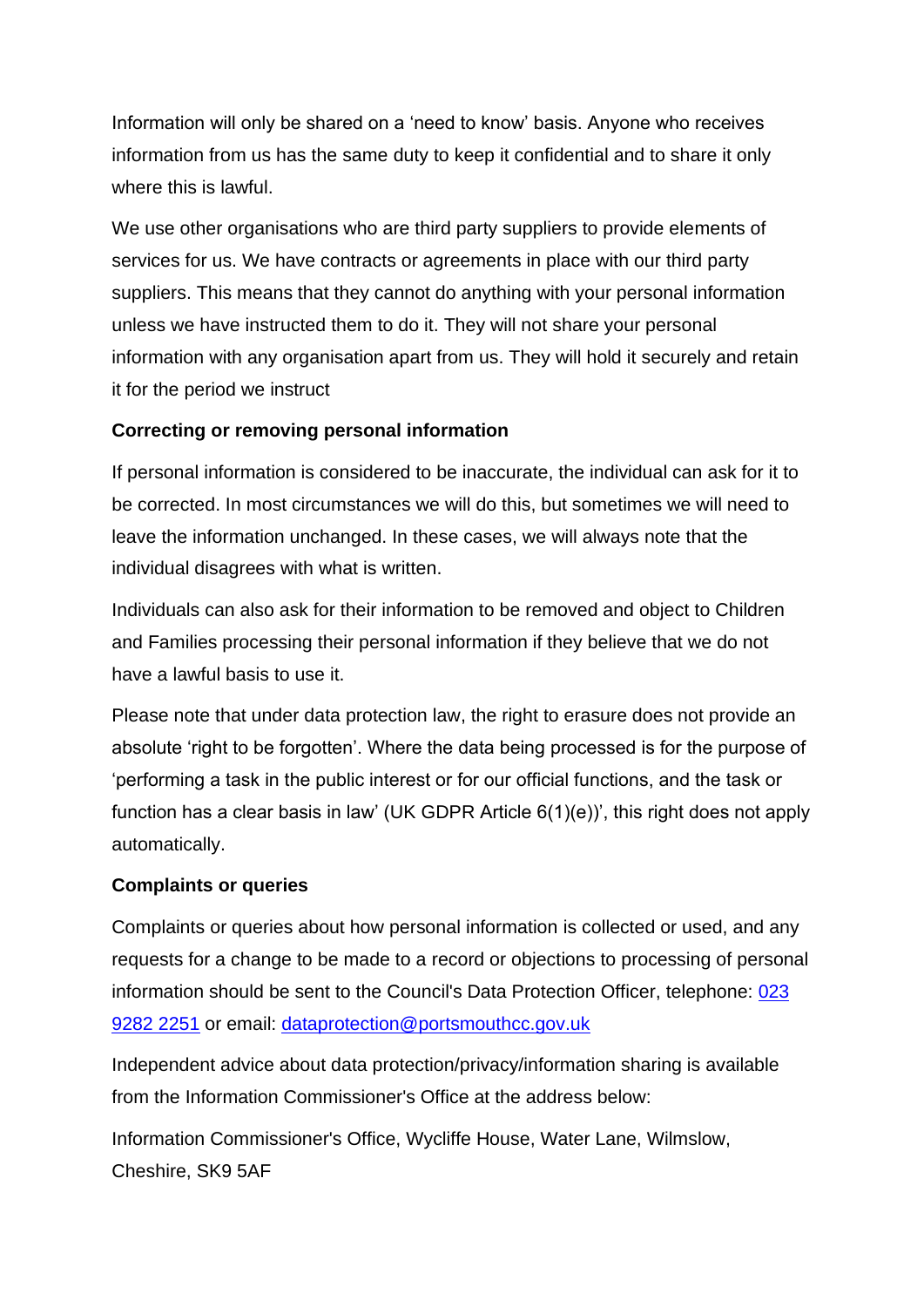Information will only be shared on a 'need to know' basis. Anyone who receives information from us has the same duty to keep it confidential and to share it only where this is lawful.

We use other organisations who are third party suppliers to provide elements of services for us. We have contracts or agreements in place with our third party suppliers. This means that they cannot do anything with your personal information unless we have instructed them to do it. They will not share your personal information with any organisation apart from us. They will hold it securely and retain it for the period we instruct

**Correcting or removing personal information**

If personal information is considered to be inaccurate, the individual can ask for it to be corrected. In most circumstances we will do this, but sometimes we will need to leave the information unchanged. In these cases, we will always note that the individual disagrees with what is written.

Individuals can also ask for their information to be removed and object to Children and Families processing their personal information if they believe that we do not have a lawful basis to use it.

Please note that under data protection law, the right to erasure does not provide an absolute 'right to be forgotten'. Where the data being processed is for the purpose of 'performing a task in the public interest or for our official functions, and the task or function has a clear basis in law' (UK GDPR Article 6(1)(e))', this right does not apply automatically.

**Complaints or queries**

Complaints or queries about how personal information is collected or used, and any requests for a change to be made to a record or objections to processing of personal information should be sent to the Council's Data Protection Officer, telephone: [023 9282 2251](tel:02392822251) or email: [dataprotection@portsmouthcc.gov.uk](mailto:dataprotection@portsmouthcc.gov.uk)

Independent advice about data protection/privacy/information sharing is available from the Information Commissioner's Office at the address below:

Information Commissioner's Office, Wycliffe House, Water Lane, Wilmslow, Cheshire, SK9 5AF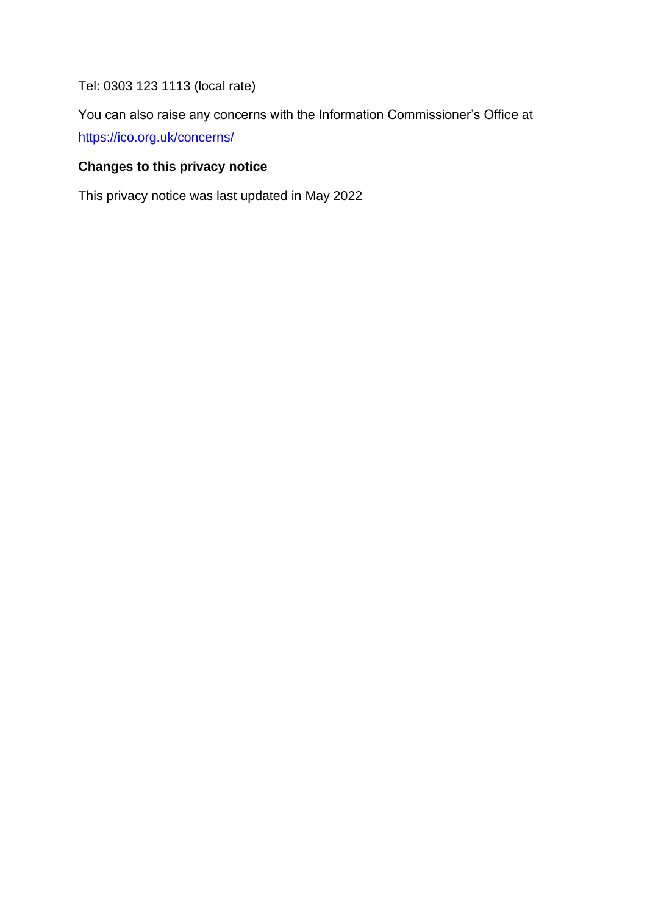Tel: 0303 123 1113 (local rate)

You can also raise any concerns with the Information Commissioner's Office at https://ico.org.uk/concerns/

**Changes to this privacy notice**

This privacy notice was last updated in May 2022